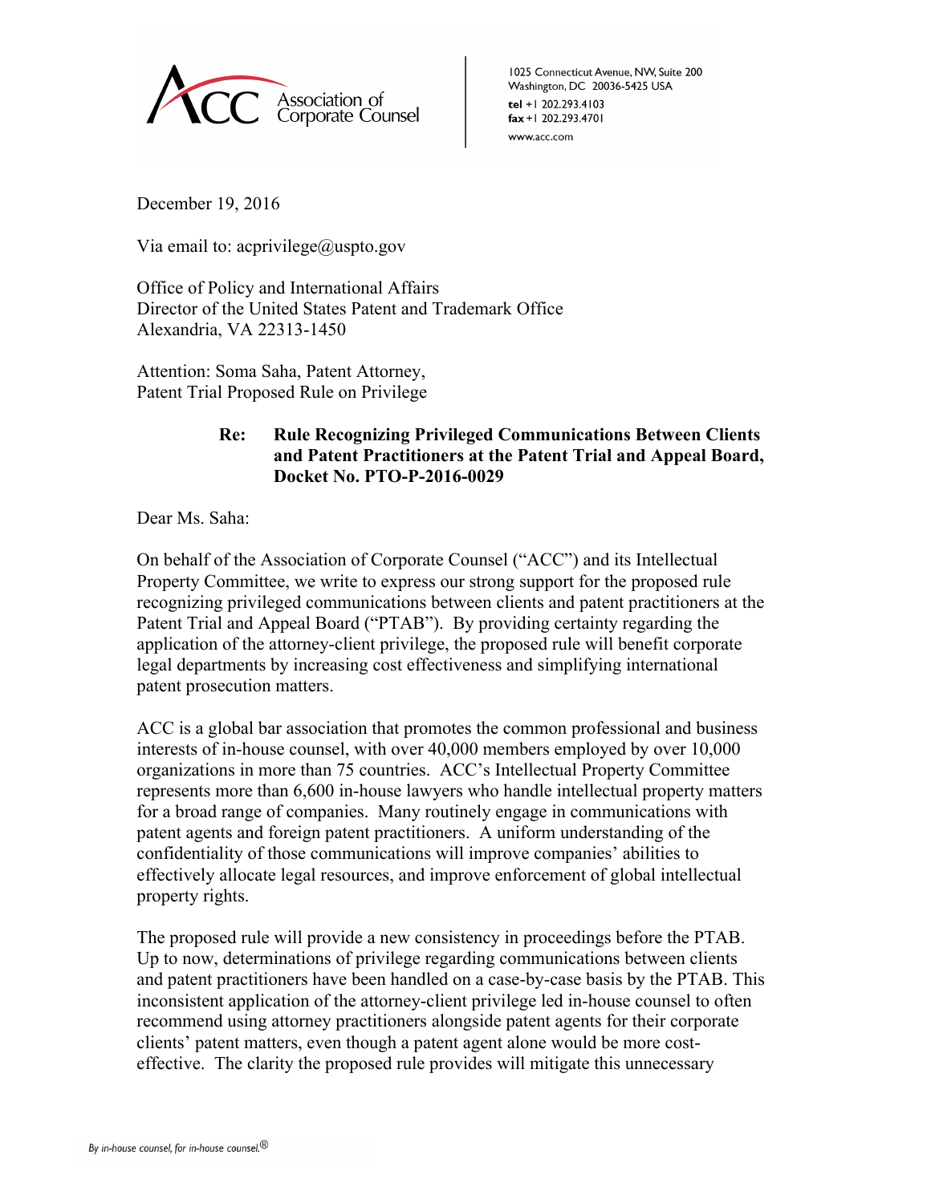Association of Corporate Counsel

1025 Connecticut Avenue, NW, Suite 200
Washington, DC 20036-5425 USA
**tel** +1 202.293.4103
**fax** +1 202.293.4701
www.acc.com

December 19, 2016

Via email to: acprivilege@uspto.gov

Office of Policy and International Affairs
Director of the United States Patent and Trademark Office
Alexandria, VA 22313-1450

Attention: Soma Saha, Patent Attorney,
Patent Trial Proposed Rule on Privilege

**Re: Rule Recognizing Privileged Communications Between Clients and Patent Practitioners at the Patent Trial and Appeal Board, Docket No. PTO-P-2016-0029**

Dear Ms. Saha:

On behalf of the Association of Corporate Counsel ("ACC") and its Intellectual Property Committee, we write to express our strong support for the proposed rule recognizing privileged communications between clients and patent practitioners at the Patent Trial and Appeal Board ("PTAB"). By providing certainty regarding the application of the attorney-client privilege, the proposed rule will benefit corporate legal departments by increasing cost effectiveness and simplifying international patent prosecution matters.

ACC is a global bar association that promotes the common professional and business interests of in-house counsel, with over 40,000 members employed by over 10,000 organizations in more than 75 countries. ACC's Intellectual Property Committee represents more than 6,600 in-house lawyers who handle intellectual property matters for a broad range of companies. Many routinely engage in communications with patent agents and foreign patent practitioners. A uniform understanding of the confidentiality of those communications will improve companies' abilities to effectively allocate legal resources, and improve enforcement of global intellectual property rights.

The proposed rule will provide a new consistency in proceedings before the PTAB. Up to now, determinations of privilege regarding communications between clients and patent practitioners have been handled on a case-by-case basis by the PTAB. This inconsistent application of the attorney-client privilege led in-house counsel to often recommend using attorney practitioners alongside patent agents for their corporate clients' patent matters, even though a patent agent alone would be more cost-effective. The clarity the proposed rule provides will mitigate this unnecessary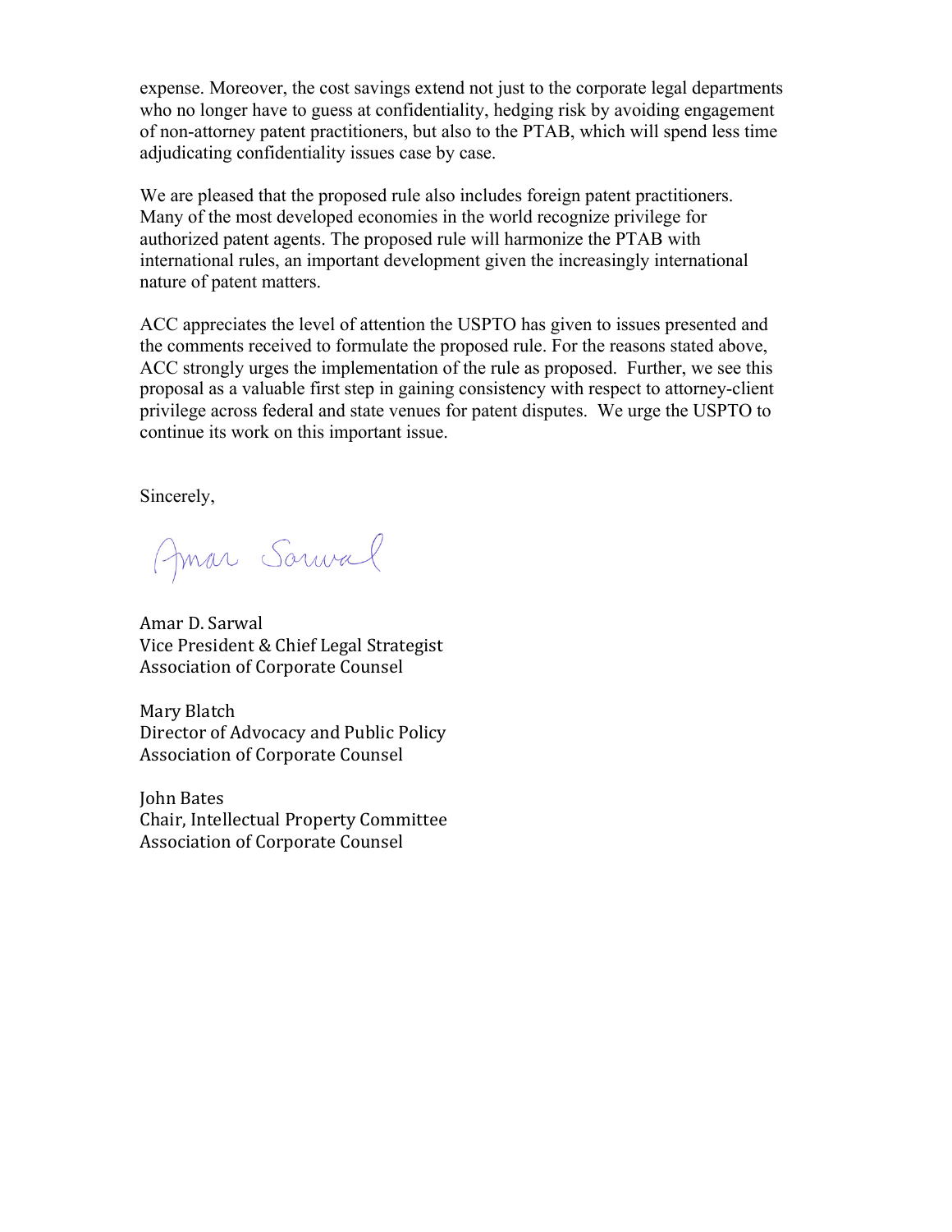expense. Moreover, the cost savings extend not just to the corporate legal departments who no longer have to guess at confidentiality, hedging risk by avoiding engagement of non-attorney patent practitioners, but also to the PTAB, which will spend less time adjudicating confidentiality issues case by case.

We are pleased that the proposed rule also includes foreign patent practitioners. Many of the most developed economies in the world recognize privilege for authorized patent agents. The proposed rule will harmonize the PTAB with international rules, an important development given the increasingly international nature of patent matters.

ACC appreciates the level of attention the USPTO has given to issues presented and the comments received to formulate the proposed rule. For the reasons stated above, ACC strongly urges the implementation of the rule as proposed. Further, we see this proposal as a valuable first step in gaining consistency with respect to attorney-client privilege across federal and state venues for patent disputes. We urge the USPTO to continue its work on this important issue.

Sincerely,

Amar Sarwal

Amar D. Sarwal
Vice President & Chief Legal Strategist
Association of Corporate Counsel

Mary Blatch
Director of Advocacy and Public Policy
Association of Corporate Counsel

John Bates
Chair, Intellectual Property Committee
Association of Corporate Counsel